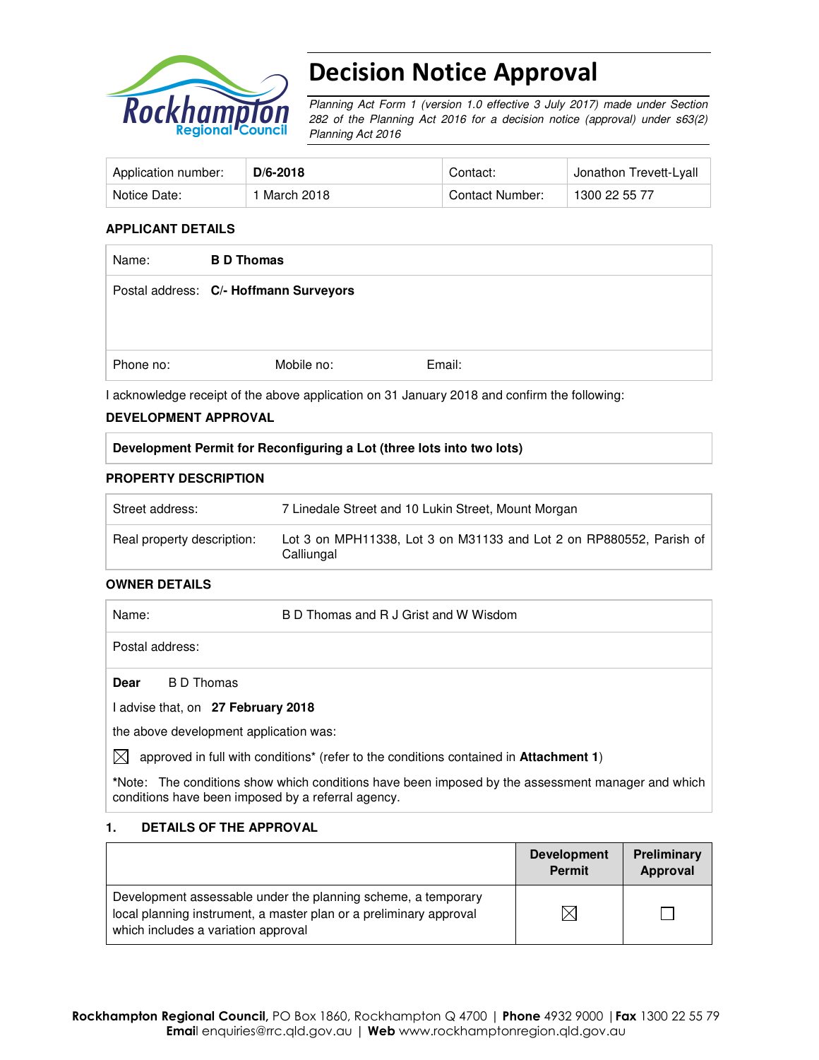# Decision Notice Approval

*Planning Act Form 1 (version 1.0 effective 3 July 2017) made under Section 282 of the Planning Act 2016 for a decision notice (approval) under s63(2) Planning Act 2016*

| Application number: | **D/6-2018** | Contact: | Jonathon Trevett-Lyall |
|---|---|---|---|
| Notice Date: | 1 March 2018 | Contact Number: | 1300 22 55 77 |

### APPLICANT DETAILS

| | | | |
|---|---|---|---|
| Name: | **B D Thomas** | | |
| Postal address: | **C/- Hoffmann Surveyors** | | |
| Phone no: | Mobile no: | Email: | |

I acknowledge receipt of the above application on 31 January 2018 and confirm the following:

### DEVELOPMENT APPROVAL

| **Development Permit for Reconfiguring a Lot (three lots into two lots)** |
|---|

### PROPERTY DESCRIPTION

| | |
|---|---|
| Street address: | 7 Linedale Street and 10 Lukin Street, Mount Morgan |
| Real property description: | Lot 3 on MPH11338, Lot 3 on M31133 and Lot 2 on RP880552, Parish of Calliungal |

### OWNER DETAILS

| | |
|---|---|
| Name: | B D Thomas and R J Grist and W Wisdom |
| Postal address: | |

**Dear** B D Thomas

I advise that, on **27 February 2018**

the above development application was:

☒ approved in full with conditions* (refer to the conditions contained in **Attachment 1**)

*Note: The conditions show which conditions have been imposed by the assessment manager and which conditions have been imposed by a referral agency.

### 1. DETAILS OF THE APPROVAL

| | Development Permit | Preliminary Approval |
|---|---|---|
| Development assessable under the planning scheme, a temporary local planning instrument, a master plan or a preliminary approval which includes a variation approval | ☒ | ☐ |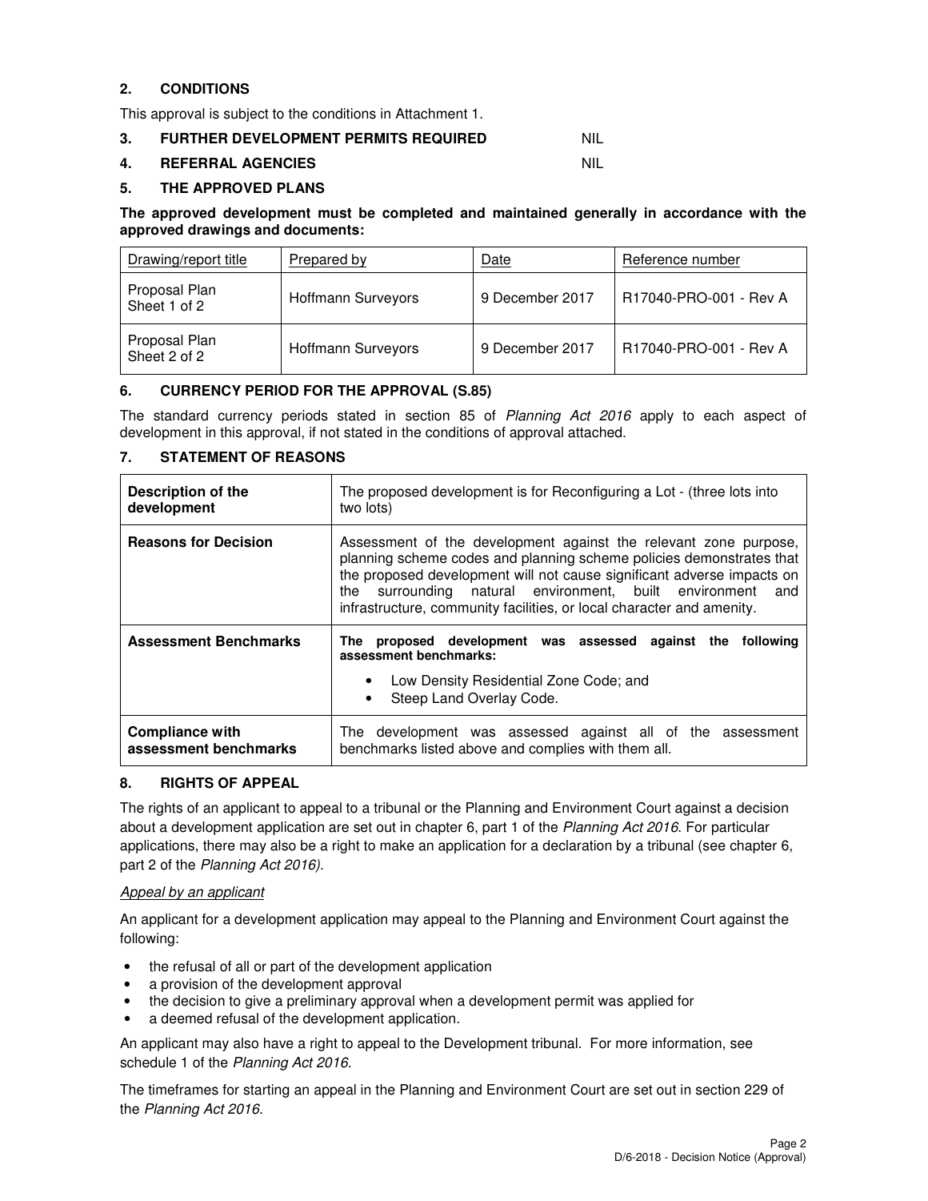## 2. CONDITIONS

This approval is subject to the conditions in Attachment 1.

## 3. FURTHER DEVELOPMENT PERMITS REQUIRED NIL

## 4. REFERRAL AGENCIES NIL

## 5. THE APPROVED PLANS

**The approved development must be completed and maintained generally in accordance with the approved drawings and documents:**

| Drawing/report title | Prepared by | Date | Reference number |
|---|---|---|---|
| Proposal Plan Sheet 1 of 2 | Hoffmann Surveyors | 9 December 2017 | R17040-PRO-001 - Rev A |
| Proposal Plan Sheet 2 of 2 | Hoffmann Surveyors | 9 December 2017 | R17040-PRO-001 - Rev A |

## 6. CURRENCY PERIOD FOR THE APPROVAL (S.85)

The standard currency periods stated in section 85 of *Planning Act 2016* apply to each aspect of development in this approval, if not stated in the conditions of approval attached.

## 7. STATEMENT OF REASONS

| | |
|---|---|
| **Description of the development** | The proposed development is for Reconfiguring a Lot - (three lots into two lots) |
| **Reasons for Decision** | Assessment of the development against the relevant zone purpose, planning scheme codes and planning scheme policies demonstrates that the proposed development will not cause significant adverse impacts on the surrounding natural environment, built environment and infrastructure, community facilities, or local character and amenity. |
| **Assessment Benchmarks** | **The proposed development was assessed against the following assessment benchmarks:** <br>• Low Density Residential Zone Code; and <br>• Steep Land Overlay Code. |
| **Compliance with assessment benchmarks** | The development was assessed against all of the assessment benchmarks listed above and complies with them all. |

## 8. RIGHTS OF APPEAL

The rights of an applicant to appeal to a tribunal or the Planning and Environment Court against a decision about a development application are set out in chapter 6, part 1 of the *Planning Act 2016*. For particular applications, there may also be a right to make an application for a declaration by a tribunal (see chapter 6, part 2 of the *Planning Act 2016)*.

*Appeal by an applicant*

An applicant for a development application may appeal to the Planning and Environment Court against the following:

- the refusal of all or part of the development application
- a provision of the development approval
- the decision to give a preliminary approval when a development permit was applied for
- a deemed refusal of the development application.

An applicant may also have a right to appeal to the Development tribunal. For more information, see schedule 1 of the *Planning Act 2016*.

The timeframes for starting an appeal in the Planning and Environment Court are set out in section 229 of the *Planning Act 2016*.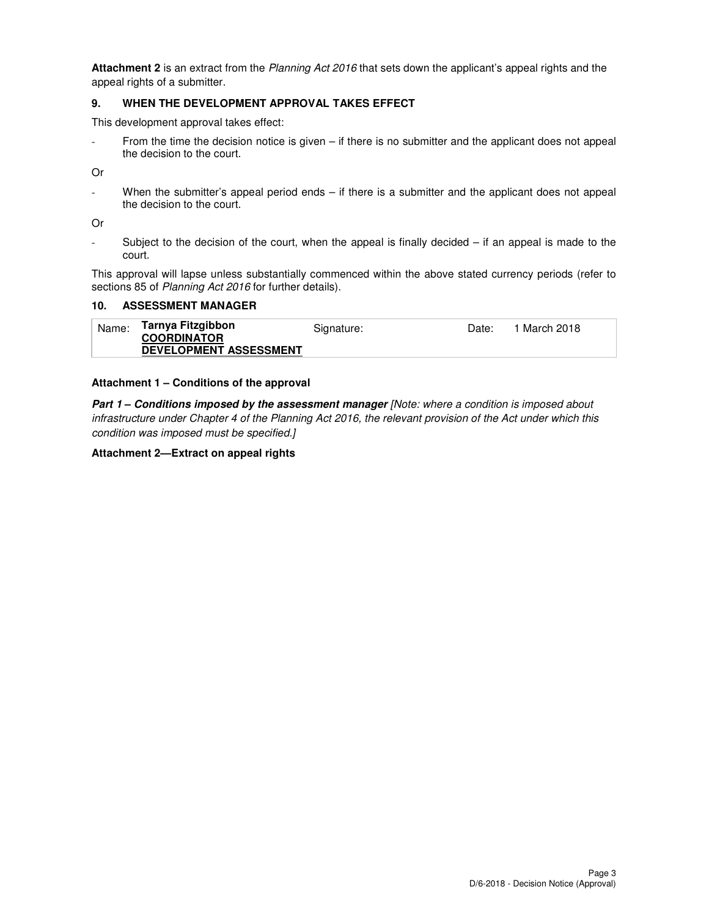**Attachment 2** is an extract from the *Planning Act 2016* that sets down the applicant's appeal rights and the appeal rights of a submitter.

### 9. WHEN THE DEVELOPMENT APPROVAL TAKES EFFECT

This development approval takes effect:

- From the time the decision notice is given – if there is no submitter and the applicant does not appeal the decision to the court.

Or

- When the submitter's appeal period ends – if there is a submitter and the applicant does not appeal the decision to the court.

Or

- Subject to the decision of the court, when the appeal is finally decided – if an appeal is made to the court.

This approval will lapse unless substantially commenced within the above stated currency periods (refer to sections 85 of *Planning Act 2016* for further details).

### 10. ASSESSMENT MANAGER

| Name: | **Tarnya Fitzgibbon** **COORDINATOR DEVELOPMENT ASSESSMENT** | Signature: | Date: | 1 March 2018 |
|---|---|---|---|---|

**Attachment 1 – Conditions of the approval**

***Part 1 – Conditions imposed by the assessment manager*** *[Note: where a condition is imposed about infrastructure under Chapter 4 of the Planning Act 2016, the relevant provision of the Act under which this condition was imposed must be specified.]*

**Attachment 2—Extract on appeal rights**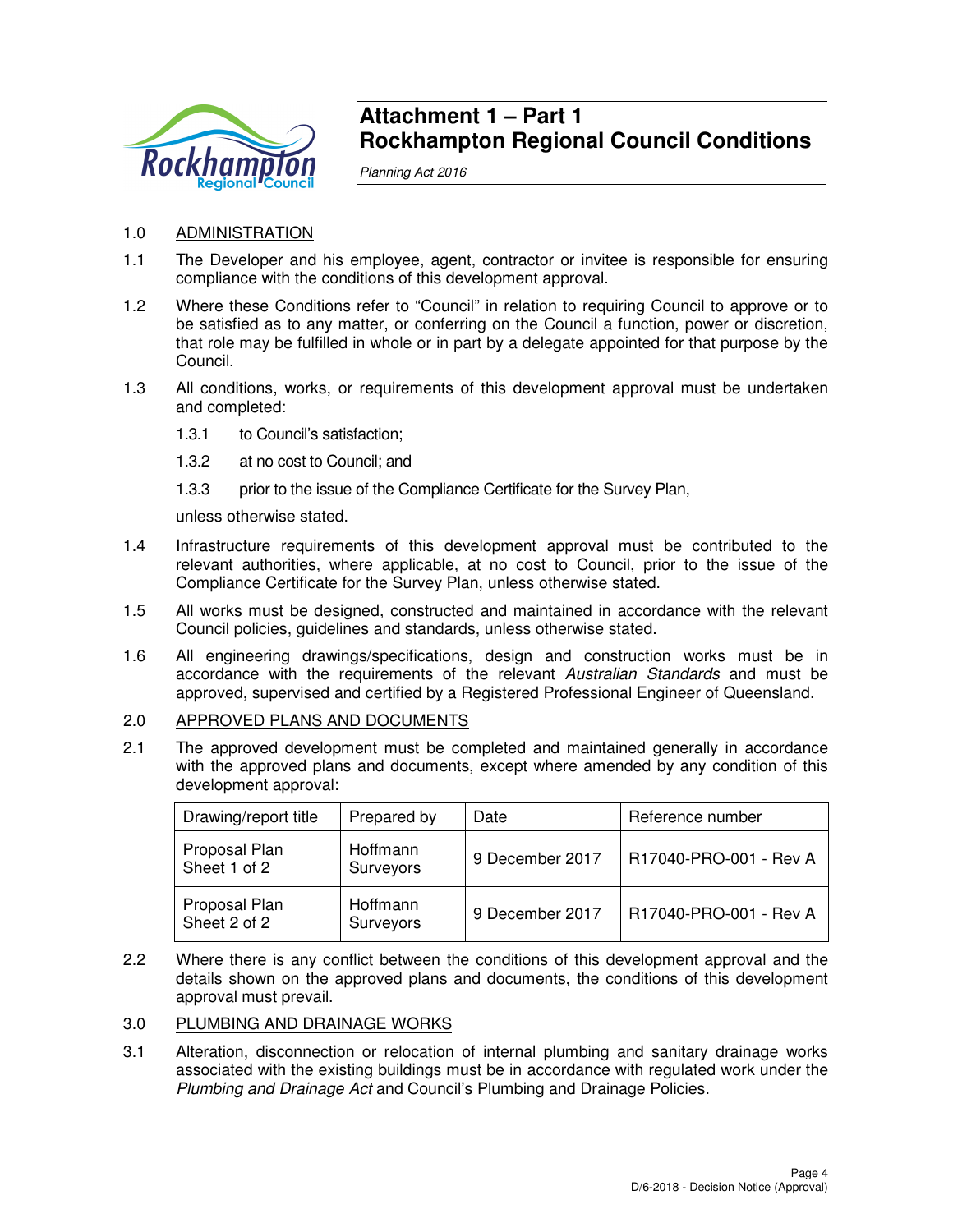# Attachment 1 – Part 1
# Rockhampton Regional Council Conditions

*Planning Act 2016*

1.0 ADMINISTRATION

1.1 The Developer and his employee, agent, contractor or invitee is responsible for ensuring compliance with the conditions of this development approval.

1.2 Where these Conditions refer to "Council" in relation to requiring Council to approve or to be satisfied as to any matter, or conferring on the Council a function, power or discretion, that role may be fulfilled in whole or in part by a delegate appointed for that purpose by the Council.

1.3 All conditions, works, or requirements of this development approval must be undertaken and completed:

1.3.1 to Council's satisfaction;

1.3.2 at no cost to Council; and

1.3.3 prior to the issue of the Compliance Certificate for the Survey Plan,

unless otherwise stated.

1.4 Infrastructure requirements of this development approval must be contributed to the relevant authorities, where applicable, at no cost to Council, prior to the issue of the Compliance Certificate for the Survey Plan, unless otherwise stated.

1.5 All works must be designed, constructed and maintained in accordance with the relevant Council policies, guidelines and standards, unless otherwise stated.

1.6 All engineering drawings/specifications, design and construction works must be in accordance with the requirements of the relevant *Australian Standards* and must be approved, supervised and certified by a Registered Professional Engineer of Queensland.

2.0 APPROVED PLANS AND DOCUMENTS

2.1 The approved development must be completed and maintained generally in accordance with the approved plans and documents, except where amended by any condition of this development approval:

| Drawing/report title | Prepared by | Date | Reference number |
|---|---|---|---|
| Proposal Plan Sheet 1 of 2 | Hoffmann Surveyors | 9 December 2017 | R17040-PRO-001 - Rev A |
| Proposal Plan Sheet 2 of 2 | Hoffmann Surveyors | 9 December 2017 | R17040-PRO-001 - Rev A |

2.2 Where there is any conflict between the conditions of this development approval and the details shown on the approved plans and documents, the conditions of this development approval must prevail.

3.0 PLUMBING AND DRAINAGE WORKS

3.1 Alteration, disconnection or relocation of internal plumbing and sanitary drainage works associated with the existing buildings must be in accordance with regulated work under the *Plumbing and Drainage Act* and Council's Plumbing and Drainage Policies.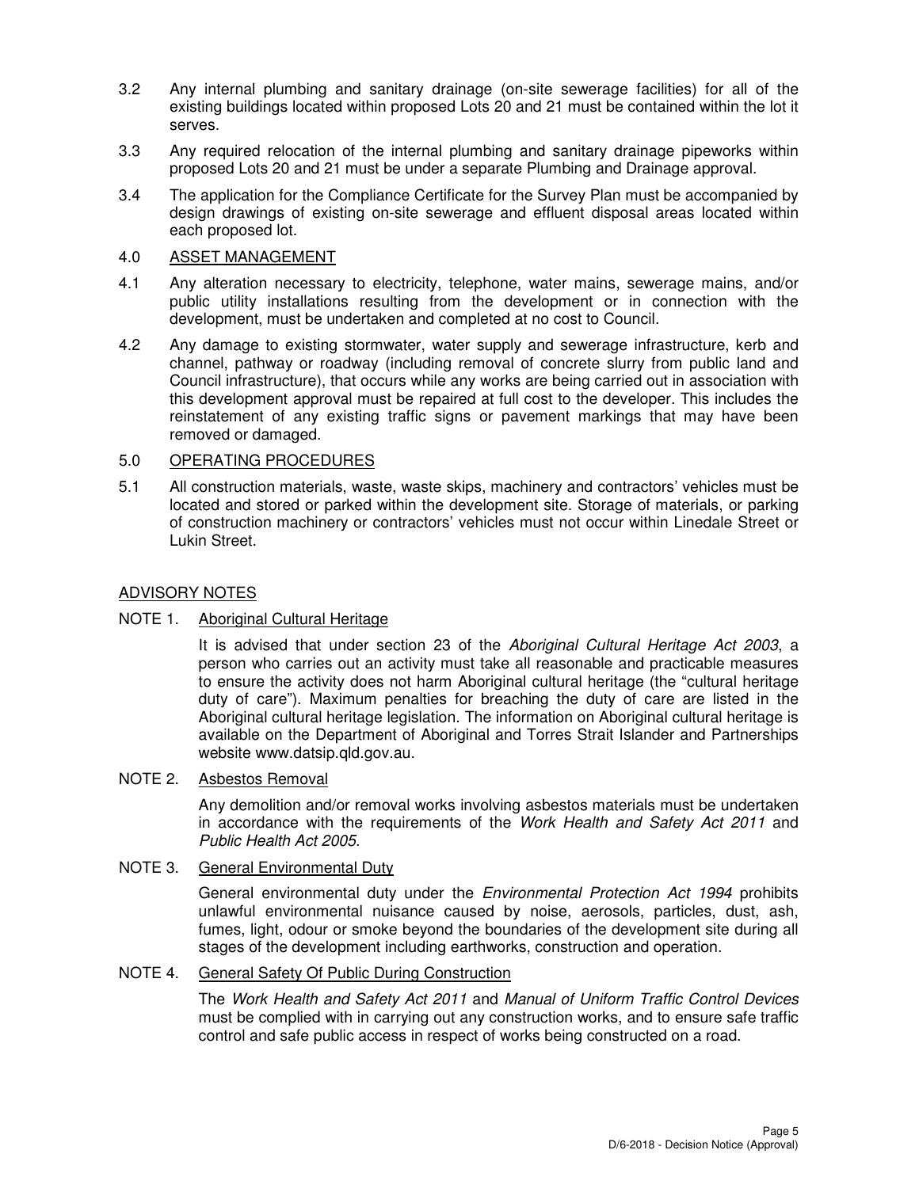3.2 Any internal plumbing and sanitary drainage (on-site sewerage facilities) for all of the existing buildings located within proposed Lots 20 and 21 must be contained within the lot it serves.

3.3 Any required relocation of the internal plumbing and sanitary drainage pipeworks within proposed Lots 20 and 21 must be under a separate Plumbing and Drainage approval.

3.4 The application for the Compliance Certificate for the Survey Plan must be accompanied by design drawings of existing on-site sewerage and effluent disposal areas located within each proposed lot.

## 4.0 ASSET MANAGEMENT

4.1 Any alteration necessary to electricity, telephone, water mains, sewerage mains, and/or public utility installations resulting from the development or in connection with the development, must be undertaken and completed at no cost to Council.

4.2 Any damage to existing stormwater, water supply and sewerage infrastructure, kerb and channel, pathway or roadway (including removal of concrete slurry from public land and Council infrastructure), that occurs while any works are being carried out in association with this development approval must be repaired at full cost to the developer. This includes the reinstatement of any existing traffic signs or pavement markings that may have been removed or damaged.

## 5.0 OPERATING PROCEDURES

5.1 All construction materials, waste, waste skips, machinery and contractors' vehicles must be located and stored or parked within the development site. Storage of materials, or parking of construction machinery or contractors' vehicles must not occur within Linedale Street or Lukin Street.

## ADVISORY NOTES

### NOTE 1. Aboriginal Cultural Heritage

It is advised that under section 23 of the *Aboriginal Cultural Heritage Act 2003*, a person who carries out an activity must take all reasonable and practicable measures to ensure the activity does not harm Aboriginal cultural heritage (the "cultural heritage duty of care"). Maximum penalties for breaching the duty of care are listed in the Aboriginal cultural heritage legislation. The information on Aboriginal cultural heritage is available on the Department of Aboriginal and Torres Strait Islander and Partnerships website www.datsip.qld.gov.au.

### NOTE 2. Asbestos Removal

Any demolition and/or removal works involving asbestos materials must be undertaken in accordance with the requirements of the *Work Health and Safety Act 2011* and *Public Health Act 2005*.

### NOTE 3. General Environmental Duty

General environmental duty under the *Environmental Protection Act 1994* prohibits unlawful environmental nuisance caused by noise, aerosols, particles, dust, ash, fumes, light, odour or smoke beyond the boundaries of the development site during all stages of the development including earthworks, construction and operation.

### NOTE 4. General Safety Of Public During Construction

The *Work Health and Safety Act 2011* and *Manual of Uniform Traffic Control Devices* must be complied with in carrying out any construction works, and to ensure safe traffic control and safe public access in respect of works being constructed on a road.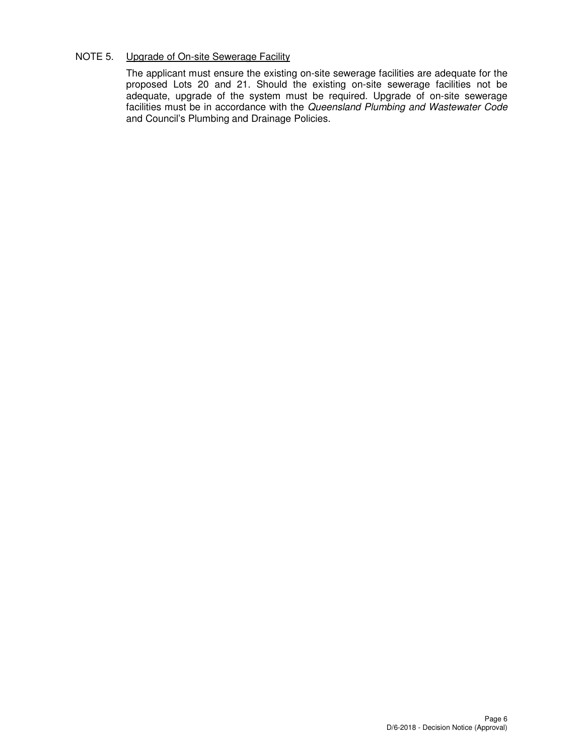NOTE 5. <u>Upgrade of On-site Sewerage Facility</u>

The applicant must ensure the existing on-site sewerage facilities are adequate for the proposed Lots 20 and 21. Should the existing on-site sewerage facilities not be adequate, upgrade of the system must be required. Upgrade of on-site sewerage facilities must be in accordance with the *Queensland Plumbing and Wastewater Code* and Council's Plumbing and Drainage Policies.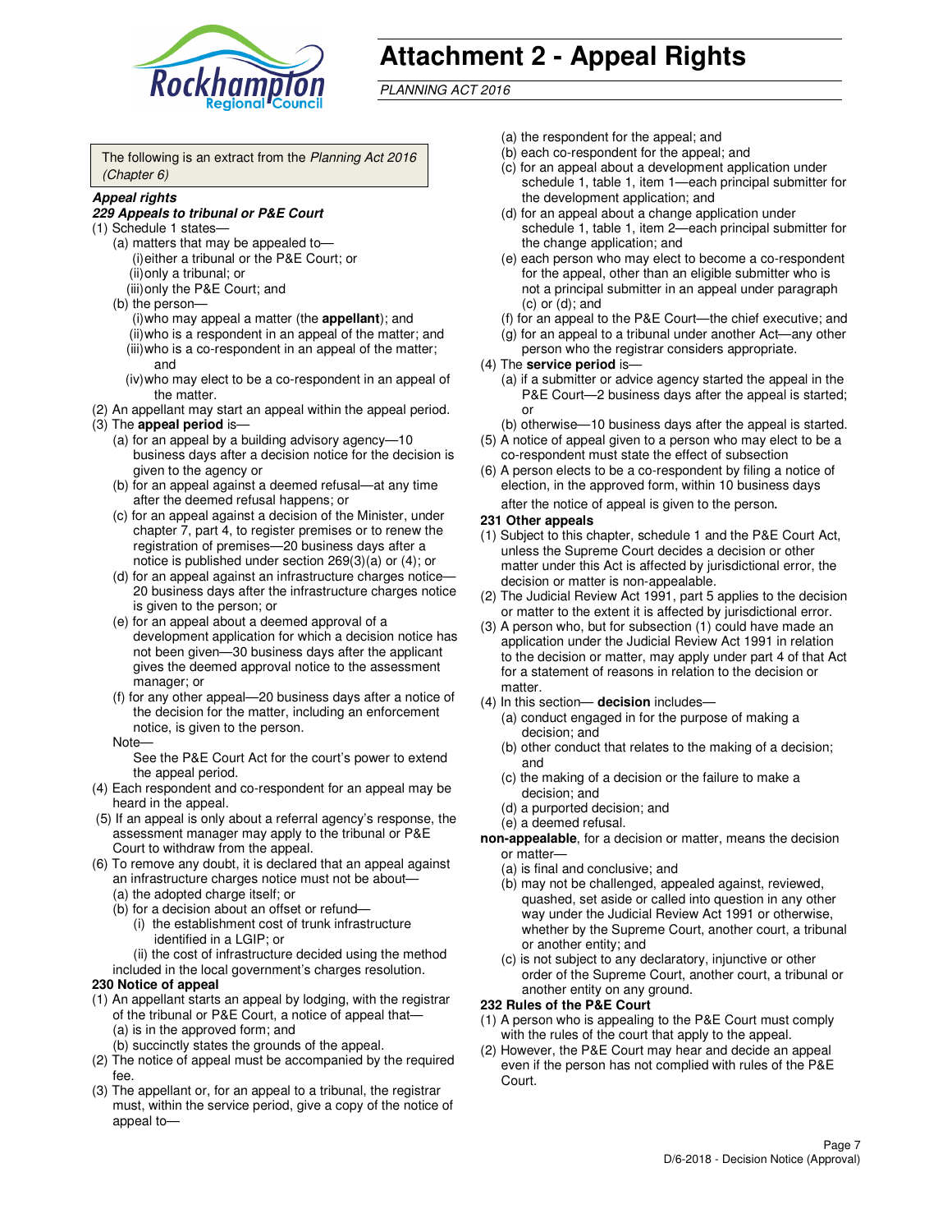# Attachment 2 - Appeal Rights

*PLANNING ACT 2016*

The following is an extract from the *Planning Act 2016 (Chapter 6)*

***Appeal rights***

***229 Appeals to tribunal or P&E Court***

(1) Schedule 1 states—

- (a) matters that may be appealed to—
  - (i) either a tribunal or the P&E Court; or
  - (ii) only a tribunal; or
  - (iii) only the P&E Court; and
- (b) the person—
  - (i) who may appeal a matter (the **appellant**); and
  - (ii) who is a respondent in an appeal of the matter; and
  - (iii) who is a co-respondent in an appeal of the matter; and
  - (iv) who may elect to be a co-respondent in an appeal of the matter.

(2) An appellant may start an appeal within the appeal period.

(3) The **appeal period** is—

- (a) for an appeal by a building advisory agency—10 business days after a decision notice for the decision is given to the agency or
- (b) for an appeal against a deemed refusal—at any time after the deemed refusal happens; or
- (c) for an appeal against a decision of the Minister, under chapter 7, part 4, to register premises or to renew the registration of premises—20 business days after a notice is published under section 269(3)(a) or (4); or
- (d) for an appeal against an infrastructure charges notice—20 business days after the infrastructure charges notice is given to the person; or
- (e) for an appeal about a deemed approval of a development application for which a decision notice has not been given—30 business days after the applicant gives the deemed approval notice to the assessment manager; or
- (f) for any other appeal—20 business days after a notice of the decision for the matter, including an enforcement notice, is given to the person.

Note—

See the P&E Court Act for the court's power to extend the appeal period.

(4) Each respondent and co-respondent for an appeal may be heard in the appeal.

(5) If an appeal is only about a referral agency's response, the assessment manager may apply to the tribunal or P&E Court to withdraw from the appeal.

(6) To remove any doubt, it is declared that an appeal against an infrastructure charges notice must not be about—

- (a) the adopted charge itself; or
- (b) for a decision about an offset or refund—
  - (i) the establishment cost of trunk infrastructure identified in a LGIP; or
  - (ii) the cost of infrastructure decided using the method included in the local government's charges resolution.

**230 Notice of appeal**

(1) An appellant starts an appeal by lodging, with the registrar of the tribunal or P&E Court, a notice of appeal that—

- (a) is in the approved form; and
- (b) succinctly states the grounds of the appeal.

(2) The notice of appeal must be accompanied by the required fee.

(3) The appellant or, for an appeal to a tribunal, the registrar must, within the service period, give a copy of the notice of appeal to—

- (a) the respondent for the appeal; and
- (b) each co-respondent for the appeal; and
- (c) for an appeal about a development application under schedule 1, table 1, item 1—each principal submitter for the development application; and
- (d) for an appeal about a change application under schedule 1, table 1, item 2—each principal submitter for the change application; and
- (e) each person who may elect to become a co-respondent for the appeal, other than an eligible submitter who is not a principal submitter in an appeal under paragraph (c) or (d); and
- (f) for an appeal to the P&E Court—the chief executive; and
- (g) for an appeal to a tribunal under another Act—any other person who the registrar considers appropriate.

(4) The **service period** is—

- (a) if a submitter or advice agency started the appeal in the P&E Court—2 business days after the appeal is started; or
- (b) otherwise—10 business days after the appeal is started.

(5) A notice of appeal given to a person who may elect to be a co-respondent must state the effect of subsection

(6) A person elects to be a co-respondent by filing a notice of election, in the approved form, within 10 business days after the notice of appeal is given to the person.

**231 Other appeals**

(1) Subject to this chapter, schedule 1 and the P&E Court Act, unless the Supreme Court decides a decision or other matter under this Act is affected by jurisdictional error, the decision or matter is non-appealable.

(2) The Judicial Review Act 1991, part 5 applies to the decision or matter to the extent it is affected by jurisdictional error.

(3) A person who, but for subsection (1) could have made an application under the Judicial Review Act 1991 in relation to the decision or matter, may apply under part 4 of that Act for a statement of reasons in relation to the decision or matter.

(4) In this section— **decision** includes—

- (a) conduct engaged in for the purpose of making a decision; and
- (b) other conduct that relates to the making of a decision; and
- (c) the making of a decision or the failure to make a decision; and
- (d) a purported decision; and
- (e) a deemed refusal.

**non-appealable**, for a decision or matter, means the decision or matter—

- (a) is final and conclusive; and
- (b) may not be challenged, appealed against, reviewed, quashed, set aside or called into question in any other way under the Judicial Review Act 1991 or otherwise, whether by the Supreme Court, another court, a tribunal or another entity; and
- (c) is not subject to any declaratory, injunctive or other order of the Supreme Court, another court, a tribunal or another entity on any ground.

**232 Rules of the P&E Court**

(1) A person who is appealing to the P&E Court must comply with the rules of the court that apply to the appeal.

(2) However, the P&E Court may hear and decide an appeal even if the person has not complied with rules of the P&E Court.

D/6-2018 - Decision Notice (Approval)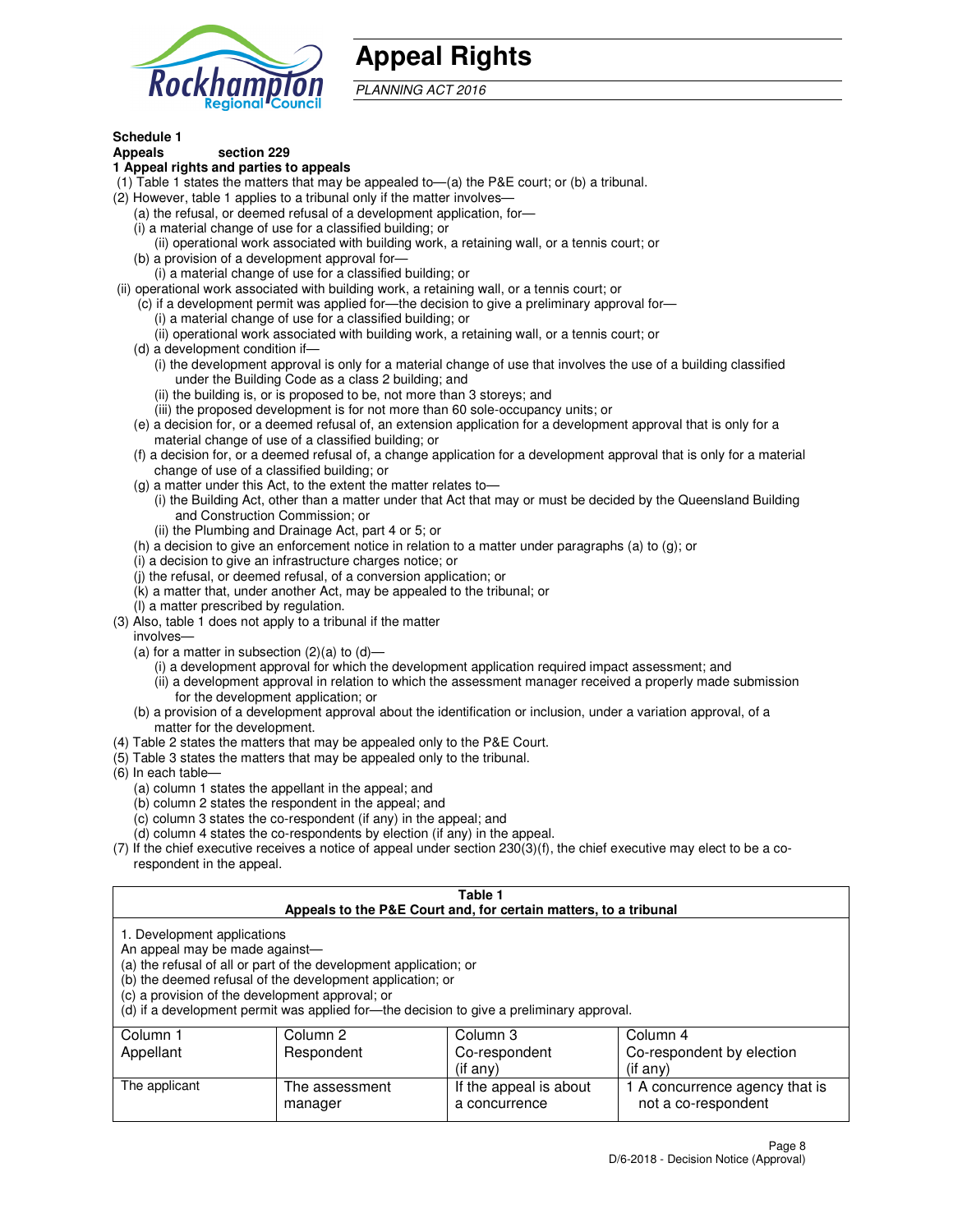# Appeal Rights

*PLANNING ACT 2016*

**Schedule 1**

**Appeals section 229**

**1 Appeal rights and parties to appeals**

(1) Table 1 states the matters that may be appealed to—(a) the P&E court; or (b) a tribunal.

(2) However, table 1 applies to a tribunal only if the matter involves—

- (a) the refusal, or deemed refusal of a development application, for—
  - (i) a material change of use for a classified building; or
  - (ii) operational work associated with building work, a retaining wall, or a tennis court; or
- (b) a provision of a development approval for—
  - (i) a material change of use for a classified building; or
  - (ii) operational work associated with building work, a retaining wall, or a tennis court; or
- (c) if a development permit was applied for—the decision to give a preliminary approval for—
  - (i) a material change of use for a classified building; or
  - (ii) operational work associated with building work, a retaining wall, or a tennis court; or
- (d) a development condition if—
  - (i) the development approval is only for a material change of use that involves the use of a building classified under the Building Code as a class 2 building; and
  - (ii) the building is, or is proposed to be, not more than 3 storeys; and
  - (iii) the proposed development is for not more than 60 sole-occupancy units; or
- (e) a decision for, or a deemed refusal of, an extension application for a development approval that is only for a material change of use of a classified building; or
- (f) a decision for, or a deemed refusal of, a change application for a development approval that is only for a material change of use of a classified building; or
- (g) a matter under this Act, to the extent the matter relates to—
  - (i) the Building Act, other than a matter under that Act that may or must be decided by the Queensland Building and Construction Commission; or
  - (ii) the Plumbing and Drainage Act, part 4 or 5; or
- (h) a decision to give an enforcement notice in relation to a matter under paragraphs (a) to (g); or
- (i) a decision to give an infrastructure charges notice; or
- (j) the refusal, or deemed refusal, of a conversion application; or
- (k) a matter that, under another Act, may be appealed to the tribunal; or
- (l) a matter prescribed by regulation.

(3) Also, table 1 does not apply to a tribunal if the matter involves—

- (a) for a matter in subsection (2)(a) to (d)—
  - (i) a development approval for which the development application required impact assessment; and
  - (ii) a development approval in relation to which the assessment manager received a properly made submission for the development application; or
- (b) a provision of a development approval about the identification or inclusion, under a variation approval, of a matter for the development.

(4) Table 2 states the matters that may be appealed only to the P&E Court.

(5) Table 3 states the matters that may be appealed only to the tribunal.

(6) In each table—

- (a) column 1 states the appellant in the appeal; and
- (b) column 2 states the respondent in the appeal; and
- (c) column 3 states the co-respondent (if any) in the appeal; and
- (d) column 4 states the co-respondents by election (if any) in the appeal.

(7) If the chief executive receives a notice of appeal under section 230(3)(f), the chief executive may elect to be a co-respondent in the appeal.

**Table 1**
**Appeals to the P&E Court and, for certain matters, to a tribunal**

1. Development applications

An appeal may be made against—
(a) the refusal of all or part of the development application; or
(b) the deemed refusal of the development application; or
(c) a provision of the development approval; or
(d) if a development permit was applied for—the decision to give a preliminary approval.

| Column 1<br>Appellant | Column 2<br>Respondent | Column 3<br>Co-respondent<br>(if any) | Column 4<br>Co-respondent by election<br>(if any) |
|---|---|---|---|
| The applicant | The assessment manager | If the appeal is about a concurrence | 1 A concurrence agency that is not a co-respondent |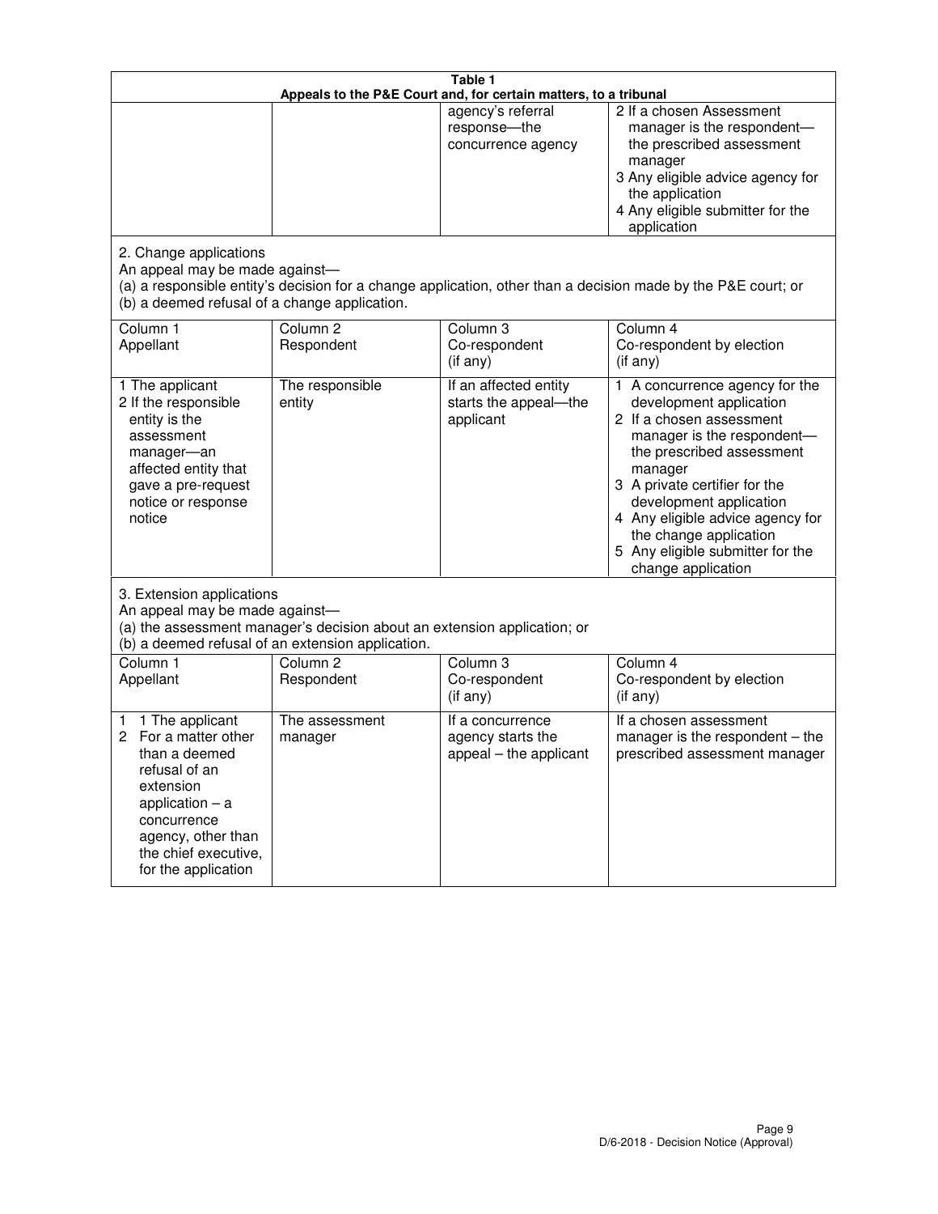**Table 1**
**Appeals to the P&E Court and, for certain matters, to a tribunal**

| | | | |
|---|---|---|---|
| | | agency's referral response—the concurrence agency | 2 If a chosen Assessment manager is the respondent—the prescribed assessment manager<br>3 Any eligible advice agency for the application<br>4 Any eligible submitter for the application |

2. Change applications
An appeal may be made against—
(a) a responsible entity's decision for a change application, other than a decision made by the P&E court; or
(b) a deemed refusal of a change application.

| Column 1<br>Appellant | Column 2<br>Respondent | Column 3<br>Co-respondent<br>(if any) | Column 4<br>Co-respondent by election<br>(if any) |
|---|---|---|---|
| 1 The applicant<br>2 If the responsible entity is the assessment manager—an affected entity that gave a pre-request notice or response notice | The responsible entity | If an affected entity starts the appeal—the applicant | 1 A concurrence agency for the development application<br>2 If a chosen assessment manager is the respondent—the prescribed assessment manager<br>3 A private certifier for the development application<br>4 Any eligible advice agency for the change application<br>5 Any eligible submitter for the change application |

3. Extension applications
An appeal may be made against—
(a) the assessment manager's decision about an extension application; or
(b) a deemed refusal of an extension application.

| Column 1<br>Appellant | Column 2<br>Respondent | Column 3<br>Co-respondent<br>(if any) | Column 4<br>Co-respondent by election<br>(if any) |
|---|---|---|---|
| 1 1 The applicant<br>2 For a matter other than a deemed refusal of an extension application – a concurrence agency, other than the chief executive, for the application | The assessment manager | If a concurrence agency starts the appeal – the applicant | If a chosen assessment manager is the respondent – the prescribed assessment manager |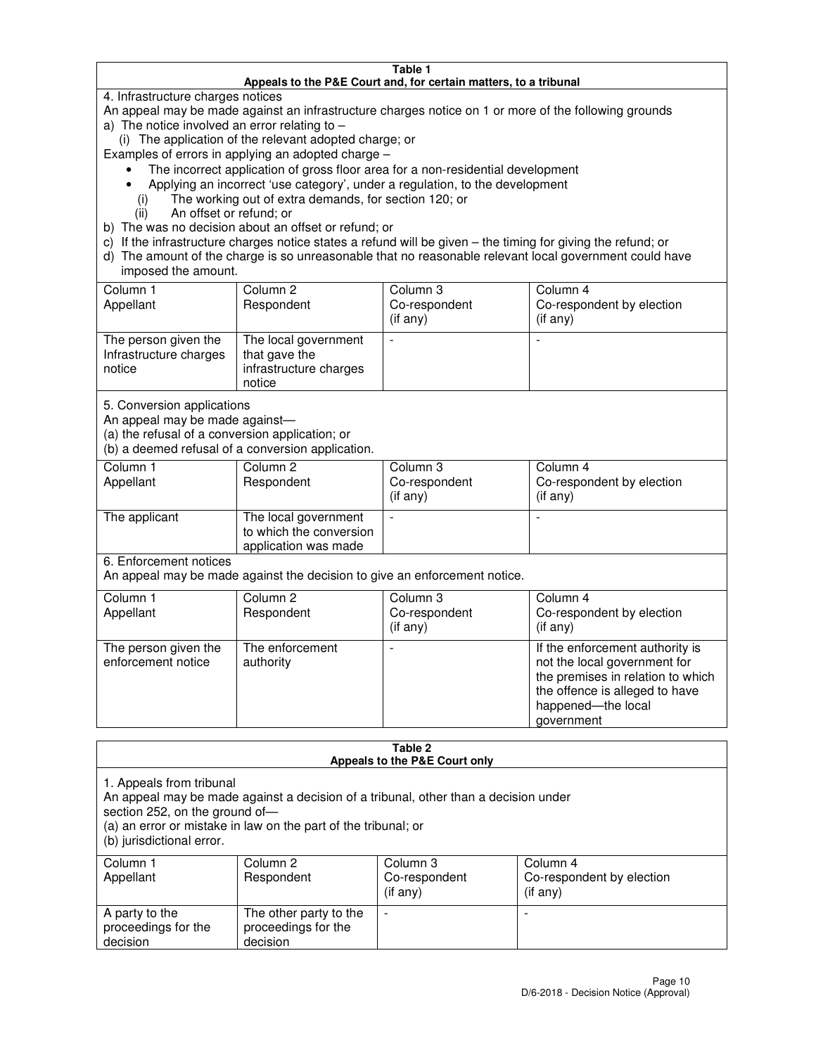**Table 1**
**Appeals to the P&E Court and, for certain matters, to a tribunal**

4. Infrastructure charges notices

An appeal may be made against an infrastructure charges notice on 1 or more of the following grounds

a) The notice involved an error relating to –

(i) The application of the relevant adopted charge; or

Examples of errors in applying an adopted charge –

- The incorrect application of gross floor area for a non-residential development
- Applying an incorrect 'use category', under a regulation, to the development

(i) The working out of extra demands, for section 120; or

(ii) An offset or refund; or

b) The was no decision about an offset or refund; or

c) If the infrastructure charges notice states a refund will be given – the timing for giving the refund; or

d) The amount of the charge is so unreasonable that no reasonable relevant local government could have imposed the amount.

| Column 1<br>Appellant | Column 2<br>Respondent | Column 3<br>Co-respondent<br>(if any) | Column 4<br>Co-respondent by election<br>(if any) |
|---|---|---|---|
| The person given the Infrastructure charges notice | The local government that gave the infrastructure charges notice | - | - |

5. Conversion applications

An appeal may be made against—

(a) the refusal of a conversion application; or

(b) a deemed refusal of a conversion application.

| Column 1<br>Appellant | Column 2<br>Respondent | Column 3<br>Co-respondent<br>(if any) | Column 4<br>Co-respondent by election<br>(if any) |
|---|---|---|---|
| The applicant | The local government to which the conversion application was made | - | - |

6. Enforcement notices

An appeal may be made against the decision to give an enforcement notice.

| Column 1<br>Appellant | Column 2<br>Respondent | Column 3<br>Co-respondent<br>(if any) | Column 4<br>Co-respondent by election<br>(if any) |
|---|---|---|---|
| The person given the enforcement notice | The enforcement authority | - | If the enforcement authority is not the local government for the premises in relation to which the offence is alleged to have happened—the local government |

**Table 2**
**Appeals to the P&E Court only**

1. Appeals from tribunal

An appeal may be made against a decision of a tribunal, other than a decision under section 252, on the ground of—

(a) an error or mistake in law on the part of the tribunal; or

(b) jurisdictional error.

| Column 1<br>Appellant | Column 2<br>Respondent | Column 3<br>Co-respondent<br>(if any) | Column 4<br>Co-respondent by election<br>(if any) |
|---|---|---|---|
| A party to the proceedings for the decision | The other party to the proceedings for the decision | - | - |

D/6-2018 - Decision Notice (Approval)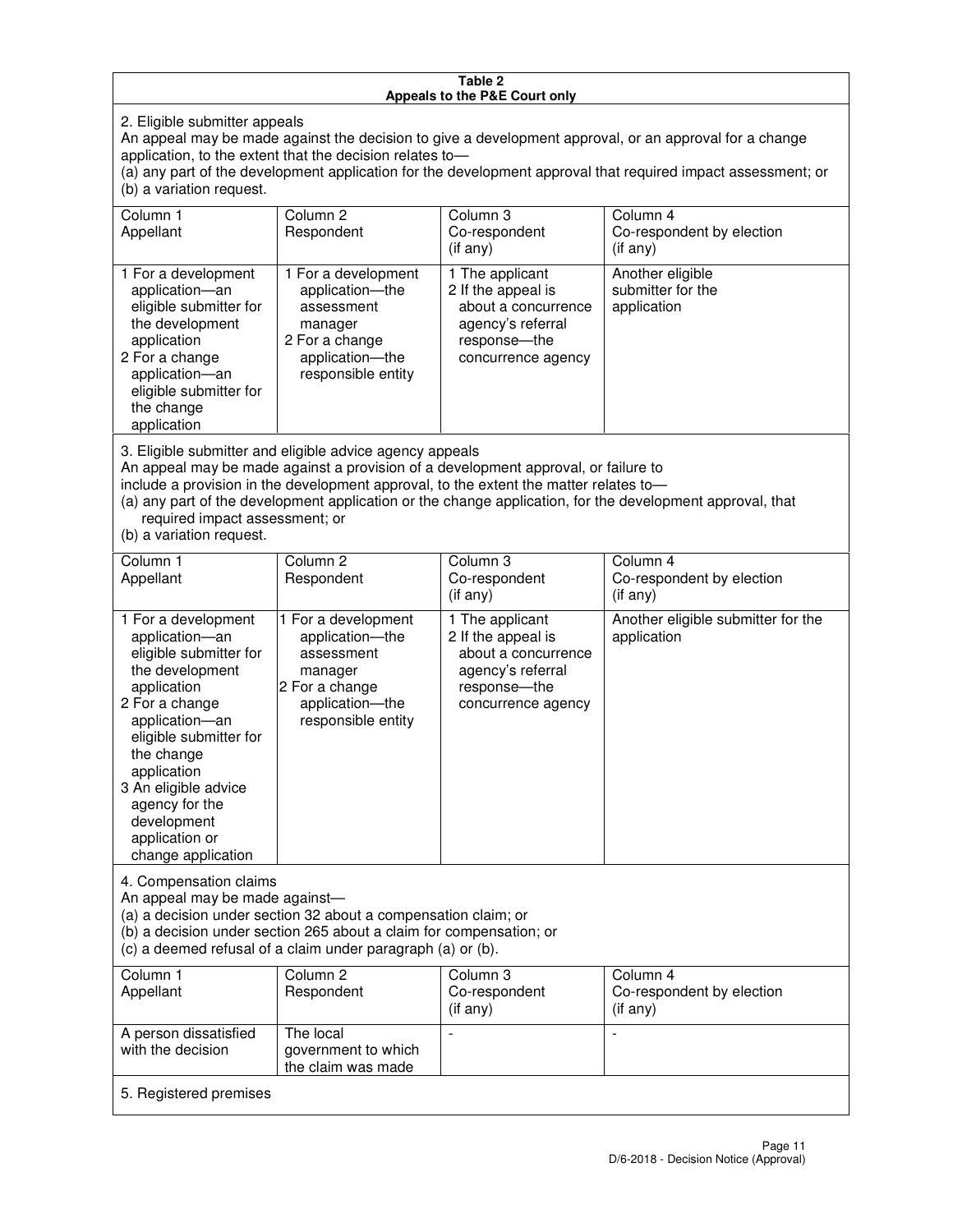**Table 2**
**Appeals to the P&E Court only**

2. Eligible submitter appeals

An appeal may be made against the decision to give a development approval, or an approval for a change application, to the extent that the decision relates to—
(a) any part of the development application for the development approval that required impact assessment; or
(b) a variation request.

| Column 1<br>Appellant | Column 2<br>Respondent | Column 3<br>Co-respondent<br>(if any) | Column 4<br>Co-respondent by election<br>(if any) |
|---|---|---|---|
| 1 For a development application—an eligible submitter for the development application<br>2 For a change application—an eligible submitter for the change application | 1 For a development application—the assessment manager<br>2 For a change application—the responsible entity | 1 The applicant<br>2 If the appeal is about a concurrence agency's referral response—the concurrence agency | Another eligible submitter for the application |

3. Eligible submitter and eligible advice agency appeals

An appeal may be made against a provision of a development approval, or failure to include a provision in the development approval, to the extent the matter relates to—
(a) any part of the development application or the change application, for the development approval, that required impact assessment; or
(b) a variation request.

| Column 1<br>Appellant | Column 2<br>Respondent | Column 3<br>Co-respondent<br>(if any) | Column 4<br>Co-respondent by election<br>(if any) |
|---|---|---|---|
| 1 For a development application—an eligible submitter for the development application<br>2 For a change application—an eligible submitter for the change application<br>3 An eligible advice agency for the development application or change application | 1 For a development application—the assessment manager<br>2 For a change application—the responsible entity | 1 The applicant<br>2 If the appeal is about a concurrence agency's referral response—the concurrence agency | Another eligible submitter for the application |

4. Compensation claims

An appeal may be made against—
(a) a decision under section 32 about a compensation claim; or
(b) a decision under section 265 about a claim for compensation; or
(c) a deemed refusal of a claim under paragraph (a) or (b).

| Column 1<br>Appellant | Column 2<br>Respondent | Column 3<br>Co-respondent<br>(if any) | Column 4<br>Co-respondent by election<br>(if any) |
|---|---|---|---|
| A person dissatisfied with the decision | The local government to which the claim was made | - | - |

5. Registered premises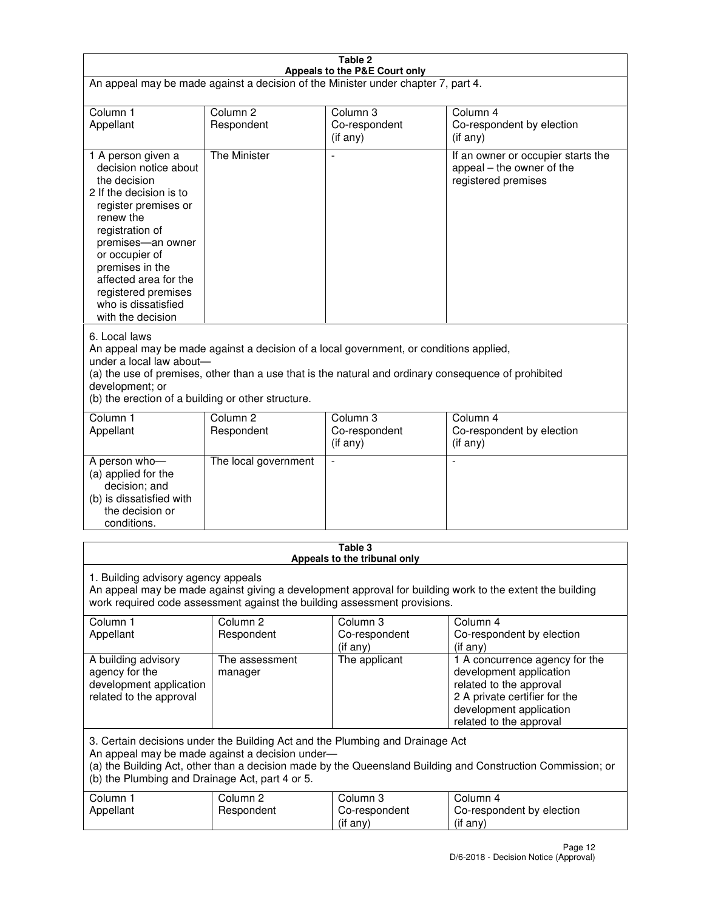**Table 2**
**Appeals to the P&E Court only**

An appeal may be made against a decision of the Minister under chapter 7, part 4.

| Column 1<br>Appellant | Column 2<br>Respondent | Column 3<br>Co-respondent<br>(if any) | Column 4<br>Co-respondent by election<br>(if any) |
|---|---|---|---|
| 1 A person given a decision notice about the decision<br>2 If the decision is to register premises or renew the registration of premises—an owner or occupier of premises in the affected area for the registered premises who is dissatisfied with the decision | The Minister | - | If an owner or occupier starts the appeal – the owner of the registered premises |

6. Local laws

An appeal may be made against a decision of a local government, or conditions applied, under a local law about—

(a) the use of premises, other than a use that is the natural and ordinary consequence of prohibited development; or

(b) the erection of a building or other structure.

| Column 1<br>Appellant | Column 2<br>Respondent | Column 3<br>Co-respondent<br>(if any) | Column 4<br>Co-respondent by election<br>(if any) |
|---|---|---|---|
| A person who—<br>(a) applied for the decision; and<br>(b) is dissatisfied with the decision or conditions. | The local government | - | - |

**Table 3**
**Appeals to the tribunal only**

1. Building advisory agency appeals

An appeal may be made against giving a development approval for building work to the extent the building work required code assessment against the building assessment provisions.

| Column 1<br>Appellant | Column 2<br>Respondent | Column 3<br>Co-respondent<br>(if any) | Column 4<br>Co-respondent by election<br>(if any) |
|---|---|---|---|
| A building advisory agency for the development application related to the approval | The assessment manager | The applicant | 1 A concurrence agency for the development application related to the approval<br>2 A private certifier for the development application related to the approval |

3. Certain decisions under the Building Act and the Plumbing and Drainage Act

An appeal may be made against a decision under—

(a) the Building Act, other than a decision made by the Queensland Building and Construction Commission; or

(b) the Plumbing and Drainage Act, part 4 or 5.

| Column 1<br>Appellant | Column 2<br>Respondent | Column 3<br>Co-respondent<br>(if any) | Column 4<br>Co-respondent by election<br>(if any) |
|---|---|---|---|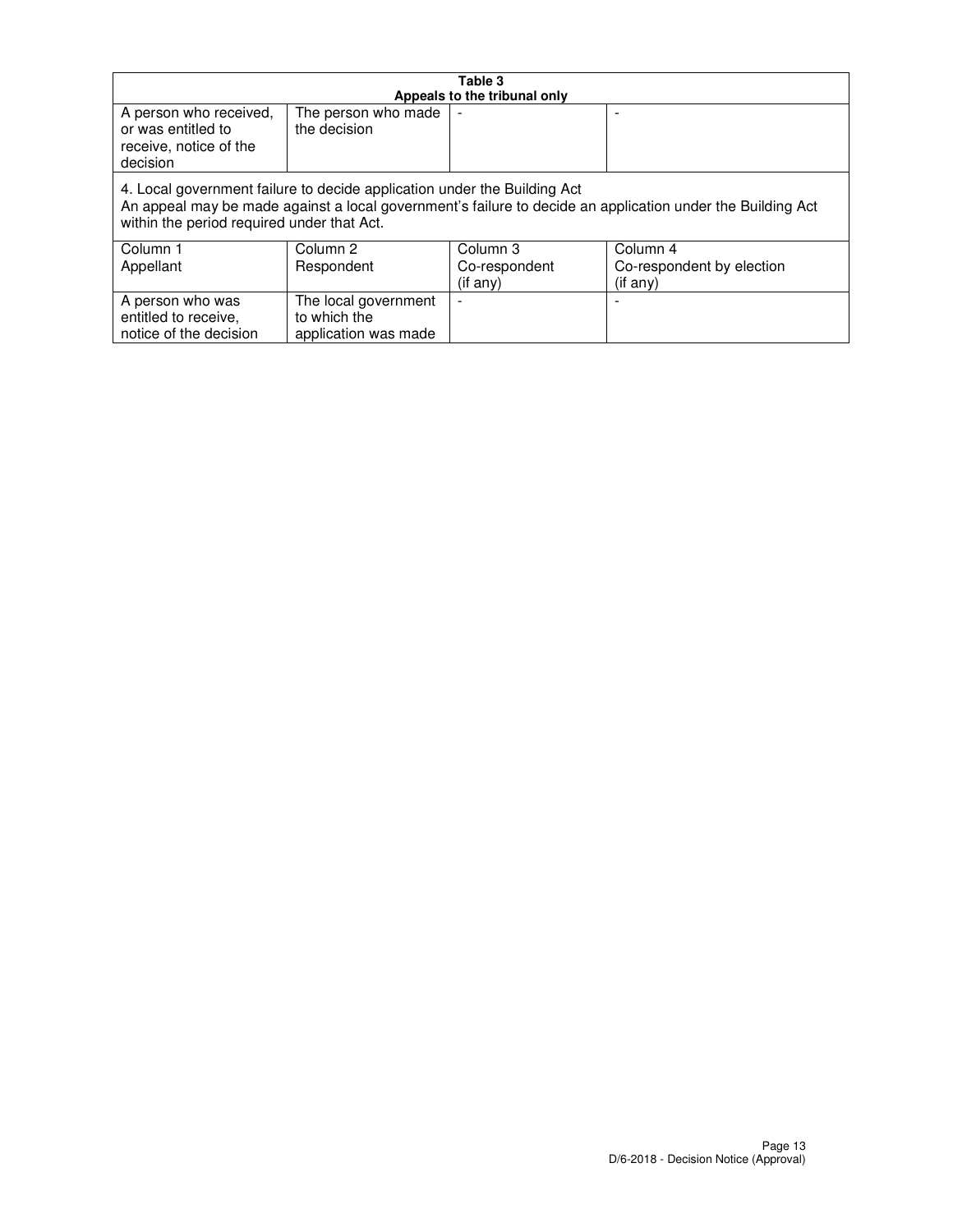| Table 3 Appeals to the tribunal only | | | |
|---|---|---|---|
| A person who received, or was entitled to receive, notice of the decision | The person who made the decision | - | - |
| 4. Local government failure to decide application under the Building Act<br>An appeal may be made against a local government's failure to decide an application under the Building Act within the period required under that Act. | | | |
| Column 1<br>Appellant | Column 2<br>Respondent | Column 3<br>Co-respondent<br>(if any) | Column 4<br>Co-respondent by election<br>(if any) |
| A person who was entitled to receive, notice of the decision | The local government to which the application was made | - | - |